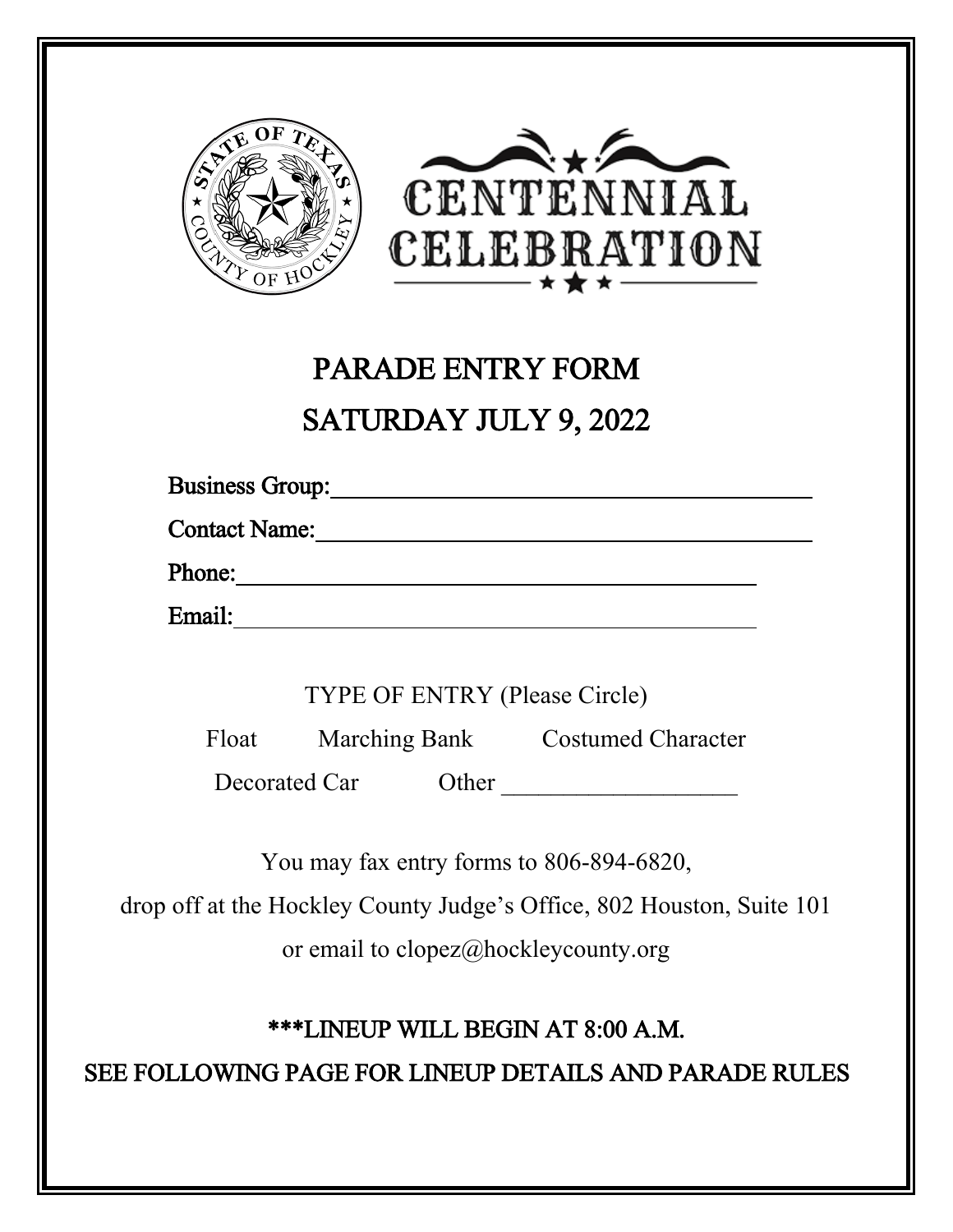# CENTENNIAL CELEBRATION

## PARADE ENTRY FORM

## SATURDAY JULY 9, 2022

**Business Group:** ______________________________

**Contact Name:** ______________________________

**Phone:** ______________________________

**Email:** ______________________________

TYPE OF ENTRY (Please Circle)

Float Marching Bank Costumed Character

Decorated Car Other ___________________

You may fax entry forms to 806-894-6820,

drop off at the Hockley County Judge's Office, 802 Houston, Suite 101

or email to clopez@hockleycounty.org

***LINEUP WILL BEGIN AT 8:00 A.M.

SEE FOLLOWING PAGE FOR LINEUP DETAILS AND PARADE RULES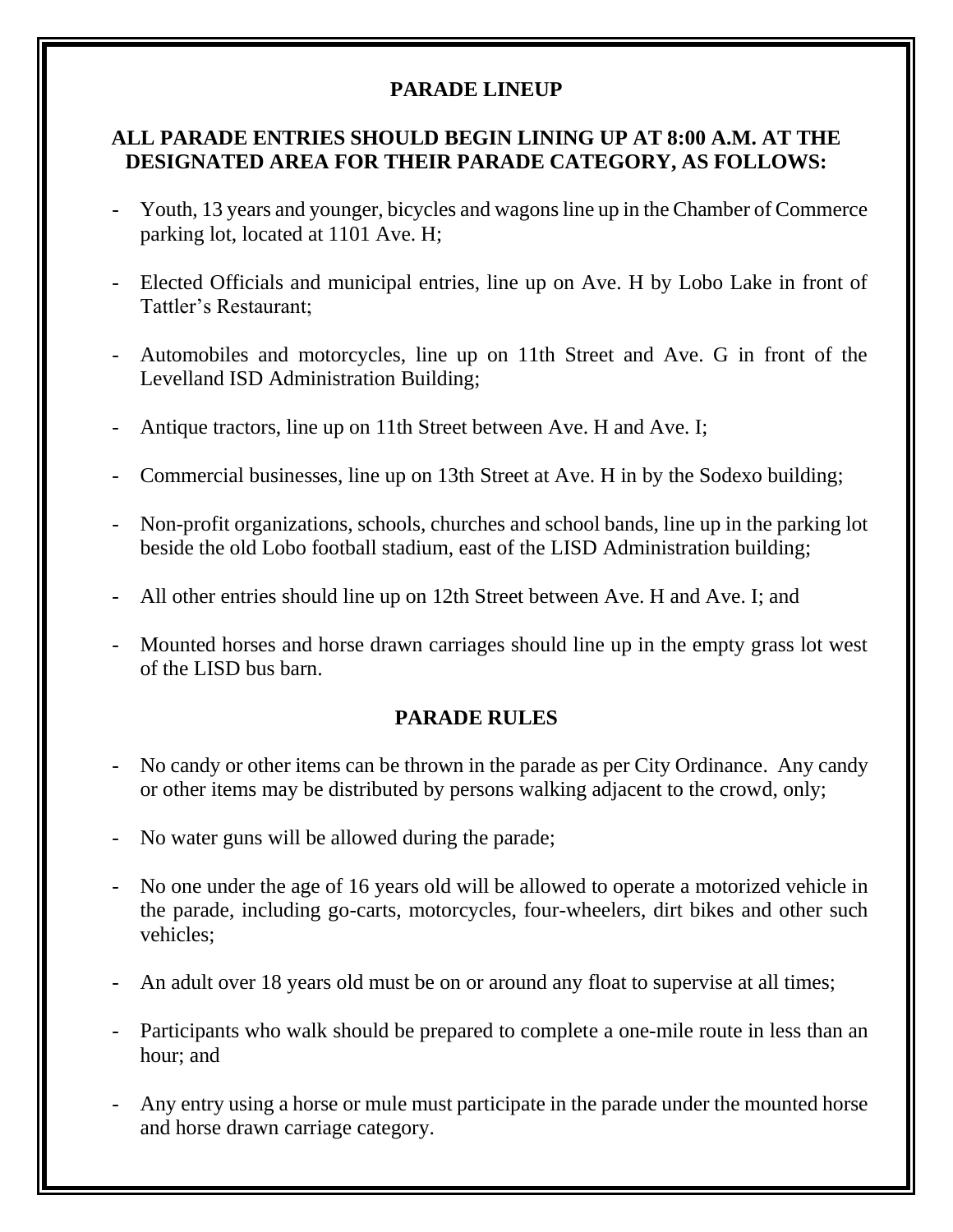## PARADE LINEUP

### ALL PARADE ENTRIES SHOULD BEGIN LINING UP AT 8:00 A.M. AT THE DESIGNATED AREA FOR THEIR PARADE CATEGORY, AS FOLLOWS:

- Youth, 13 years and younger, bicycles and wagons line up in the Chamber of Commerce parking lot, located at 1101 Ave. H;
- Elected Officials and municipal entries, line up on Ave. H by Lobo Lake in front of Tattler's Restaurant;
- Automobiles and motorcycles, line up on 11th Street and Ave. G in front of the Levelland ISD Administration Building;
- Antique tractors, line up on 11th Street between Ave. H and Ave. I;
- Commercial businesses, line up on 13th Street at Ave. H in by the Sodexo building;
- Non-profit organizations, schools, churches and school bands, line up in the parking lot beside the old Lobo football stadium, east of the LISD Administration building;
- All other entries should line up on 12th Street between Ave. H and Ave. I; and
- Mounted horses and horse drawn carriages should line up in the empty grass lot west of the LISD bus barn.

## PARADE RULES

- No candy or other items can be thrown in the parade as per City Ordinance. Any candy or other items may be distributed by persons walking adjacent to the crowd, only;
- No water guns will be allowed during the parade;
- No one under the age of 16 years old will be allowed to operate a motorized vehicle in the parade, including go-carts, motorcycles, four-wheelers, dirt bikes and other such vehicles;
- An adult over 18 years old must be on or around any float to supervise at all times;
- Participants who walk should be prepared to complete a one-mile route in less than an hour; and
- Any entry using a horse or mule must participate in the parade under the mounted horse and horse drawn carriage category.